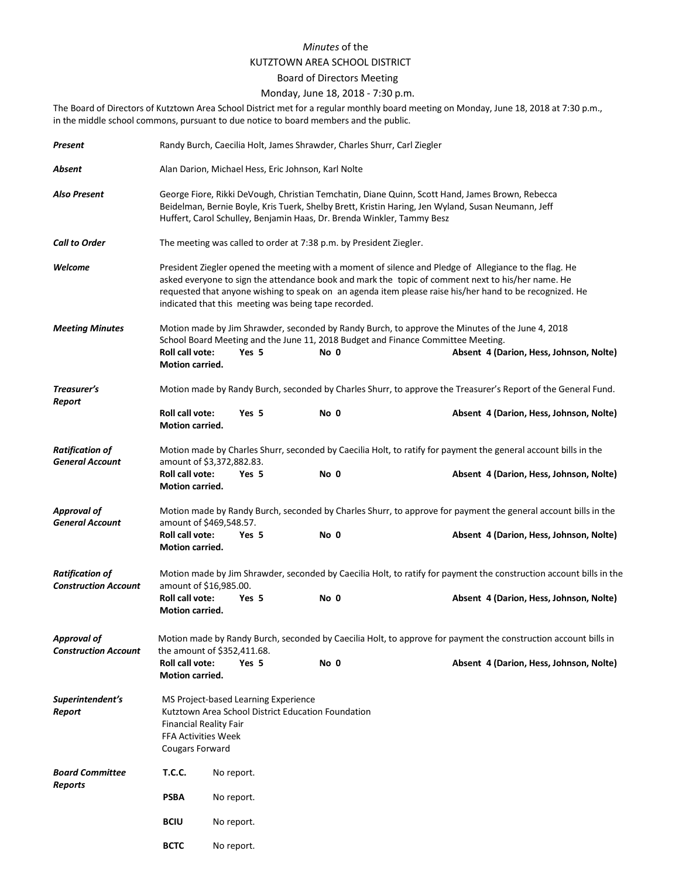*Minutes* of the

KUTZTOWN AREA SCHOOL DISTRICT

Board of Directors Meeting

Monday, June 18, 2018 - 7:30 p.m.

The Board of Directors of Kutztown Area School District met for a regular monthly board meeting on Monday, June 18, 2018 at 7:30 p.m., in the middle school commons, pursuant to due notice to board members and the public.

***Present*** Randy Burch, Caecilia Holt, James Shrawder, Charles Shurr, Carl Ziegler

***Absent*** Alan Darion, Michael Hess, Eric Johnson, Karl Nolte

***Also Present*** George Fiore, Rikki DeVough, Christian Temchatin, Diane Quinn, Scott Hand, James Brown, Rebecca Beidelman, Bernie Boyle, Kris Tuerk, Shelby Brett, Kristin Haring, Jen Wyland, Susan Neumann, Jeff Huffert, Carol Schulley, Benjamin Haas, Dr. Brenda Winkler, Tammy Besz

***Call to Order*** The meeting was called to order at 7:38 p.m. by President Ziegler.

***Welcome*** President Ziegler opened the meeting with a moment of silence and Pledge of Allegiance to the flag. He asked everyone to sign the attendance book and mark the topic of comment next to his/her name. He requested that anyone wishing to speak on an agenda item please raise his/her hand to be recognized. He indicated that this meeting was being tape recorded.

***Meeting Minutes*** Motion made by Jim Shrawder, seconded by Randy Burch, to approve the Minutes of the June 4, 2018 School Board Meeting and the June 11, 2018 Budget and Finance Committee Meeting.

**Roll call vote: Yes 5 No 0 Absent 4 (Darion, Hess, Johnson, Nolte)**
**Motion carried.**

***Treasurer's Report*** Motion made by Randy Burch, seconded by Charles Shurr, to approve the Treasurer's Report of the General Fund.

**Roll call vote: Yes 5 No 0 Absent 4 (Darion, Hess, Johnson, Nolte)**
**Motion carried.**

***Ratification of General Account*** Motion made by Charles Shurr, seconded by Caecilia Holt, to ratify for payment the general account bills in the amount of $3,372,882.83.

**Roll call vote: Yes 5 No 0 Absent 4 (Darion, Hess, Johnson, Nolte)**
**Motion carried.**

***Approval of General Account*** Motion made by Randy Burch, seconded by Charles Shurr, to approve for payment the general account bills in the amount of $469,548.57.

**Roll call vote: Yes 5 No 0 Absent 4 (Darion, Hess, Johnson, Nolte)**
**Motion carried.**

***Ratification of Construction Account*** Motion made by Jim Shrawder, seconded by Caecilia Holt, to ratify for payment the construction account bills in the amount of $16,985.00.

**Roll call vote: Yes 5 No 0 Absent 4 (Darion, Hess, Johnson, Nolte)**
**Motion carried.**

***Approval of Construction Account*** Motion made by Randy Burch, seconded by Caecilia Holt, to approve for payment the construction account bills in the amount of $352,411.68.

**Roll call vote: Yes 5 No 0 Absent 4 (Darion, Hess, Johnson, Nolte)**
**Motion carried.**

***Superintendent's Report***

MS Project-based Learning Experience
Kutztown Area School District Education Foundation
Financial Reality Fair
FFA Activities Week
Cougars Forward

***Board Committee Reports***

**T.C.C.** No report.

**PSBA** No report.

**BCIU** No report.

**BCTC** No report.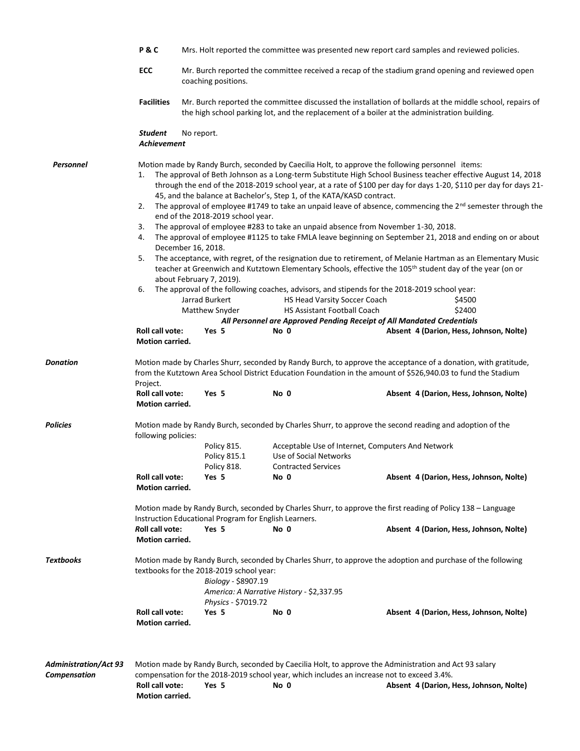**P & C** Mrs. Holt reported the committee was presented new report card samples and reviewed policies.

**ECC** Mr. Burch reported the committee received a recap of the stadium grand opening and reviewed open coaching positions.

**Facilities** Mr. Burch reported the committee discussed the installation of bollards at the middle school, repairs of the high school parking lot, and the replacement of a boiler at the administration building.

***Student Achievement*** No report.

***Personnel***

Motion made by Randy Burch, seconded by Caecilia Holt, to approve the following personnel items:

1. The approval of Beth Johnson as a Long-term Substitute High School Business teacher effective August 14, 2018 through the end of the 2018-2019 school year, at a rate of $100 per day for days 1-20, $110 per day for days 21-45, and the balance at Bachelor's, Step 1, of the KATA/KASD contract.
2. The approval of employee #1749 to take an unpaid leave of absence, commencing the 2nd semester through the end of the 2018-2019 school year.
3. The approval of employee #283 to take an unpaid absence from November 1-30, 2018.
4. The approval of employee #1125 to take FMLA leave beginning on September 21, 2018 and ending on or about December 16, 2018.
5. The acceptance, with regret, of the resignation due to retirement, of Melanie Hartman as an Elementary Music teacher at Greenwich and Kutztown Elementary Schools, effective the 105th student day of the year (on or about February 7, 2019).
6. The approval of the following coaches, advisors, and stipends for the 2018-2019 school year:

| | | |
|---|---|---|
| Jarrad Burkert | HS Head Varsity Soccer Coach | $4500 |
| Matthew Snyder | HS Assistant Football Coach | $2400 |

***All Personnel are Approved Pending Receipt of All Mandated Credentials***

**Roll call vote: Yes 5 No 0 Absent 4 (Darion, Hess, Johnson, Nolte)**
**Motion carried.**

***Donation***

Motion made by Charles Shurr, seconded by Randy Burch, to approve the acceptance of a donation, with gratitude, from the Kutztown Area School District Education Foundation in the amount of $526,940.03 to fund the Stadium Project.

**Roll call vote: Yes 5 No 0 Absent 4 (Darion, Hess, Johnson, Nolte)**
**Motion carried.**

***Policies***

Motion made by Randy Burch, seconded by Charles Shurr, to approve the second reading and adoption of the following policies:

| | |
|---|---|
| Policy 815. | Acceptable Use of Internet, Computers And Network |
| Policy 815.1 | Use of Social Networks |
| Policy 818. | Contracted Services |

**Roll call vote: Yes 5 No 0 Absent 4 (Darion, Hess, Johnson, Nolte)**
**Motion carried.**

Motion made by Randy Burch, seconded by Charles Shurr, to approve the first reading of Policy 138 – Language Instruction Educational Program for English Learners.

***R*oll call vote: Yes 5 No 0 Absent 4 (Darion, Hess, Johnson, Nolte)**
**Motion carried.**

***Textbooks***

Motion made by Randy Burch, seconded by Charles Shurr, to approve the adoption and purchase of the following textbooks for the 2018-2019 school year:

*Biology* - $8907.19
*America: A Narrative History* - $2,337.95
*Physics* - $7019.72

**Roll call vote: Yes 5 No 0 Absent 4 (Darion, Hess, Johnson, Nolte)**
**Motion carried.**

***Administration/Act 93 Compensation***

Motion made by Randy Burch, seconded by Caecilia Holt, to approve the Administration and Act 93 salary compensation for the 2018-2019 school year, which includes an increase not to exceed 3.4%.

**Roll call vote: Yes 5 No 0 Absent 4 (Darion, Hess, Johnson, Nolte)**
**Motion carried.**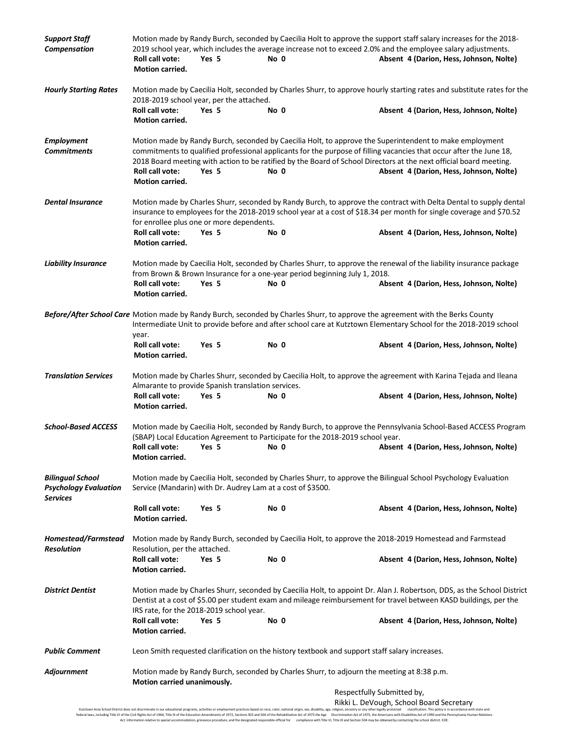***Support Staff Compensation***

Motion made by Randy Burch, seconded by Caecilia Holt to approve the support staff salary increases for the 2018-2019 school year, which includes the average increase not to exceed 2.0% and the employee salary adjustments.

**Roll call vote: Yes 5 No 0 Absent 4 (Darion, Hess, Johnson, Nolte)**
**Motion carried.**

***Hourly Starting Rates***

Motion made by Caecilia Holt, seconded by Charles Shurr, to approve hourly starting rates and substitute rates for the 2018-2019 school year, per the attached.

**Roll call vote: Yes 5 No 0 Absent 4 (Darion, Hess, Johnson, Nolte)**
**Motion carried.**

***Employment Commitments***

Motion made by Randy Burch, seconded by Caecilia Holt, to approve the Superintendent to make employment commitments to qualified professional applicants for the purpose of filling vacancies that occur after the June 18, 2018 Board meeting with action to be ratified by the Board of School Directors at the next official board meeting.

**Roll call vote: Yes 5 No 0 Absent 4 (Darion, Hess, Johnson, Nolte)**
**Motion carried.**

***Dental Insurance***

Motion made by Charles Shurr, seconded by Randy Burch, to approve the contract with Delta Dental to supply dental insurance to employees for the 2018-2019 school year at a cost of $18.34 per month for single coverage and $70.52 for enrollee plus one or more dependents.

**Roll call vote: Yes 5 No 0 Absent 4 (Darion, Hess, Johnson, Nolte)**
**Motion carried.**

***Liability Insurance***

Motion made by Caecilia Holt, seconded by Charles Shurr, to approve the renewal of the liability insurance package from Brown & Brown Insurance for a one-year period beginning July 1, 2018.

**Roll call vote: Yes 5 No 0 Absent 4 (Darion, Hess, Johnson, Nolte)**
**Motion carried.**

***Before/After School Care***

Motion made by Randy Burch, seconded by Charles Shurr, to approve the agreement with the Berks County Intermediate Unit to provide before and after school care at Kutztown Elementary School for the 2018-2019 school year.

**Roll call vote: Yes 5 No 0 Absent 4 (Darion, Hess, Johnson, Nolte)**
**Motion carried.**

***Translation Services***

Motion made by Charles Shurr, seconded by Caecilia Holt, to approve the agreement with Karina Tejada and Ileana Almarante to provide Spanish translation services.

**Roll call vote: Yes 5 No 0 Absent 4 (Darion, Hess, Johnson, Nolte)**
**Motion carried.**

***School-Based ACCESS***

Motion made by Caecilia Holt, seconded by Randy Burch, to approve the Pennsylvania School-Based ACCESS Program (SBAP) Local Education Agreement to Participate for the 2018-2019 school year.

**Roll call vote: Yes 5 No 0 Absent 4 (Darion, Hess, Johnson, Nolte)**
**Motion carried.**

***Bilingual School Psychology Evaluation Services***

Motion made by Caecilia Holt, seconded by Charles Shurr, to approve the Bilingual School Psychology Evaluation Service (Mandarin) with Dr. Audrey Lam at a cost of $3500.

**Roll call vote: Yes 5 No 0 Absent 4 (Darion, Hess, Johnson, Nolte)**
**Motion carried.**

***Homestead/Farmstead Resolution***

Motion made by Randy Burch, seconded by Caecilia Holt, to approve the 2018-2019 Homestead and Farmstead Resolution, per the attached.

**Roll call vote: Yes 5 No 0 Absent 4 (Darion, Hess, Johnson, Nolte)**
**Motion carried.**

***District Dentist***

Motion made by Charles Shurr, seconded by Caecilia Holt, to appoint Dr. Alan J. Robertson, DDS, as the School District Dentist at a cost of $5.00 per student exam and mileage reimbursement for travel between KASD buildings, per the IRS rate, for the 2018-2019 school year.

**Roll call vote: Yes 5 No 0 Absent 4 (Darion, Hess, Johnson, Nolte)**
**Motion carried.**

***Public Comment***

Leon Smith requested clarification on the history textbook and support staff salary increases.

***Adjournment***

Motion made by Randy Burch, seconded by Charles Shurr, to adjourn the meeting at 8:38 p.m.
**Motion carried unanimously.**

Respectfully Submitted by,
Rikki L. DeVough, School Board Secretary

Kutztown Area School District does not discriminate in our educational programs, activities or employment practices based on race, color, national origin, sex, disability, age, religion, ancestry or any other legally protected classification. This policy is in accordance with state and federal laws, including Title VI of the Civil Rights Act of 1964, Title IX of the Education Amendments of 1972, Sections 503 and 504 of the Rehabilitation Act of 1973 the Age Discrimination Act of 1975, the Americans with Disabilities Act of 1990 and the Pennsylvania Human Relations Act. Information relative to special accommodation, grievance procedure, and the designated responsible official for compliance with Title VI, Title IX and Section 504 may be obtained by contacting the school district. EOE.